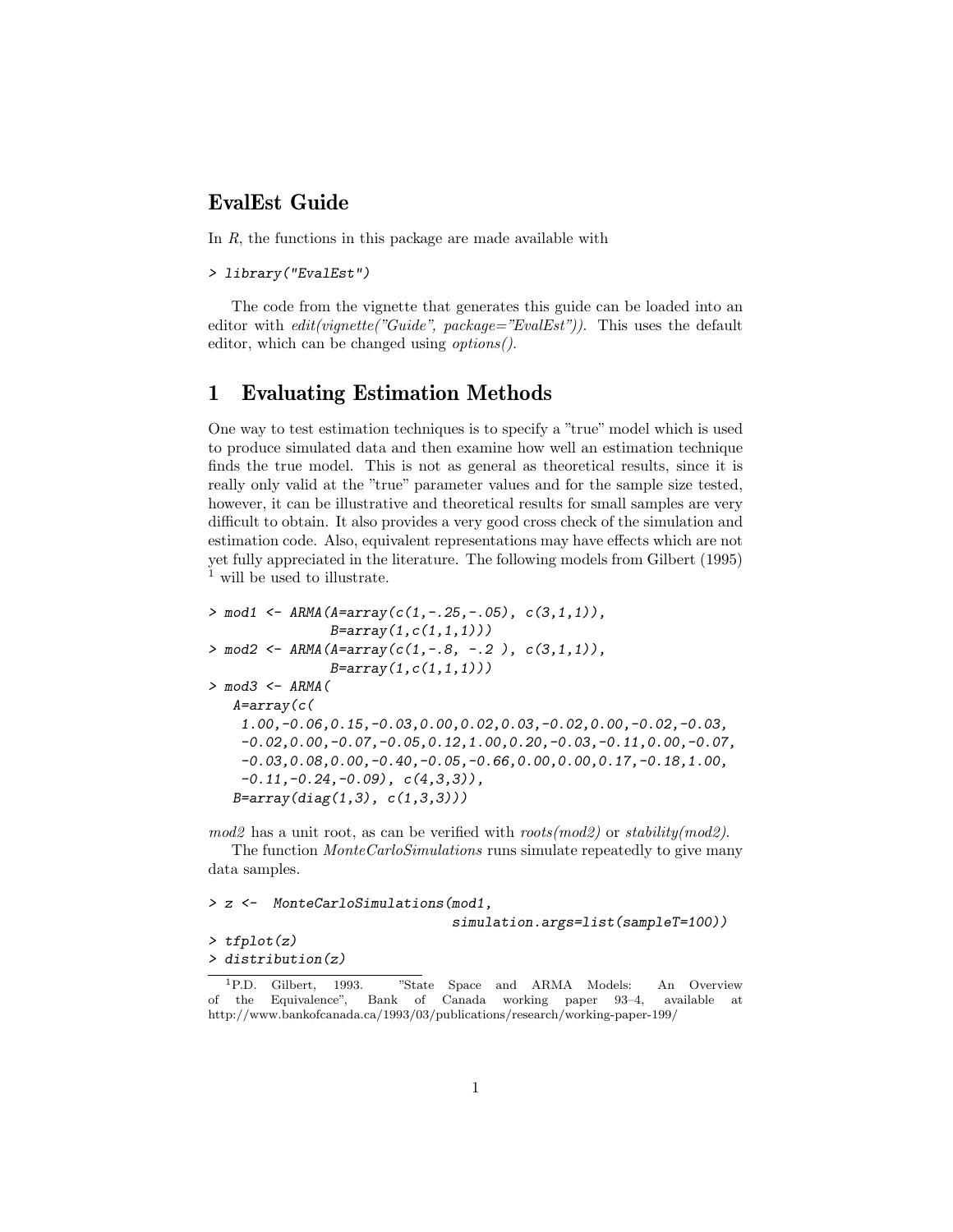## EvalEst Guide

In *R*, the functions in this package are made available with

```
> library("EvalEst")
```

The code from the vignette that generates this guide can be loaded into an editor with *edit(vignette("Guide", package="EvalEst"))*. This uses the default editor, which can be changed using *options()*.

## 1 Evaluating Estimation Methods

One way to test estimation techniques is to specify a "true" model which is used to produce simulated data and then examine how well an estimation technique finds the true model. This is not as general as theoretical results, since it is really only valid at the "true" parameter values and for the sample size tested, however, it can be illustrative and theoretical results for small samples are very difficult to obtain. It also provides a very good cross check of the simulation and estimation code. Also, equivalent representations may have effects which are not yet fully appreciated in the literature. The following models from Gilbert (1995) [1] will be used to illustrate.

```
> mod1 <- ARMA(A=array(c(1,-.25,-.05), c(3,1,1)),
              B=array(1,c(1,1,1)))
> mod2 <- ARMA(A=array(c(1,-.8, -.2 ), c(3,1,1)),
              B=array(1,c(1,1,1)))
> mod3 <- ARMA(
   A=array(c(
    1.00,-0.06,0.15,-0.03,0.00,0.02,0.03,-0.02,0.00,-0.02,-0.03,
    -0.02,0.00,-0.07,-0.05,0.12,1.00,0.20,-0.03,-0.11,0.00,-0.07,
    -0.03,0.08,0.00,-0.40,-0.05,-0.66,0.00,0.00,0.17,-0.18,1.00,
    -0.11,-0.24,-0.09), c(4,3,3)),
   B=array(diag(1,3), c(1,3,3)))
```

*mod2* has a unit root, as can be verified with *roots(mod2)* or *stability(mod2)*.

The function *MonteCarloSimulations* runs simulate repeatedly to give many data samples.

```
> z <-  MonteCarloSimulations(mod1,
                              simulation.args=list(sampleT=100))
> tfplot(z)
> distribution(z)
```

[1] P.D. Gilbert, 1993. "State Space and ARMA Models: An Overview of the Equivalence", Bank of Canada working paper 93–4, available at http://www.bankofcanada.ca/1993/03/publications/research/working-paper-199/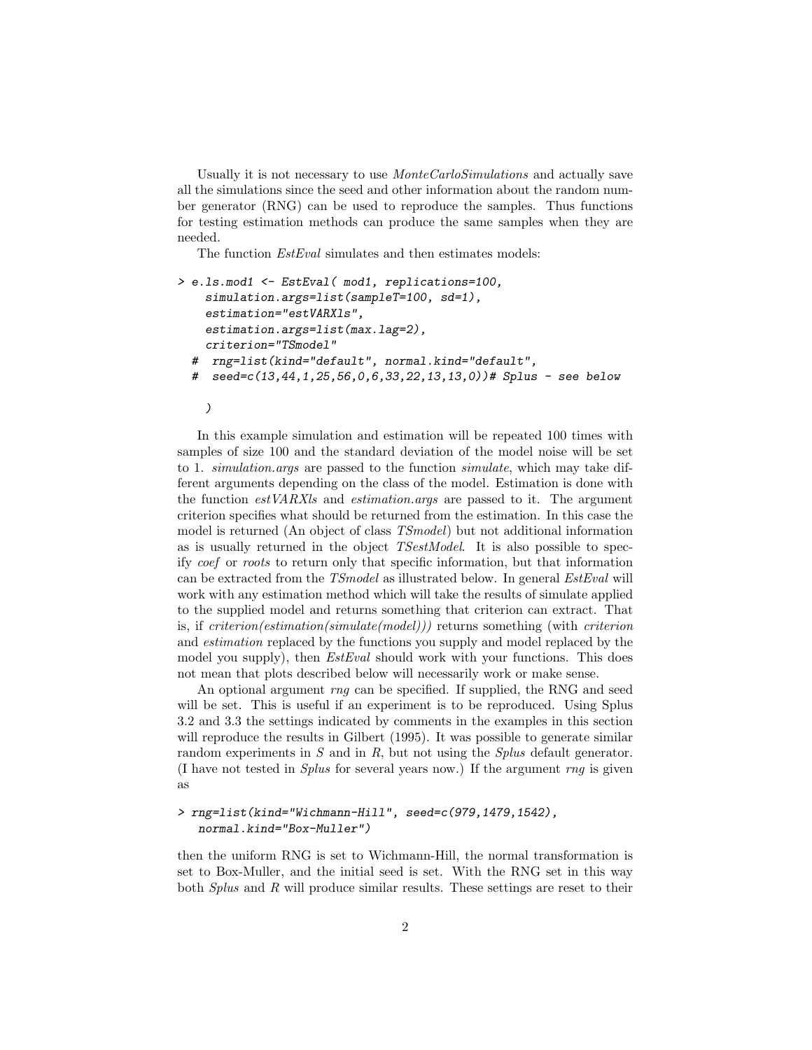Usually it is not necessary to use *MonteCarloSimulations* and actually save all the simulations since the seed and other information about the random number generator (RNG) can be used to reproduce the samples. Thus functions for testing estimation methods can produce the same samples when they are needed.

The function *EstEval* simulates and then estimates models:

```
> e.ls.mod1 <- EstEval( mod1, replications=100,
    simulation.args=list(sampleT=100, sd=1),
    estimation="estVARXls",
    estimation.args=list(max.lag=2),
    criterion="TSmodel"
  #  rng=list(kind="default", normal.kind="default",
  #  seed=c(13,44,1,25,56,0,6,33,22,13,13,0))# Splus - see below

    )
```

In this example simulation and estimation will be repeated 100 times with samples of size 100 and the standard deviation of the model noise will be set to 1. *simulation.args* are passed to the function *simulate*, which may take different arguments depending on the class of the model. Estimation is done with the function *estVARXls* and *estimation.args* are passed to it. The argument criterion specifies what should be returned from the estimation. In this case the model is returned (An object of class *TSmodel*) but not additional information as is usually returned in the object *TSestModel*. It is also possible to specify *coef* or *roots* to return only that specific information, but that information can be extracted from the *TSmodel* as illustrated below. In general *EstEval* will work with any estimation method which will take the results of simulate applied to the supplied model and returns something that criterion can extract. That is, if *criterion(estimation(simulate(model)))* returns something (with *criterion* and *estimation* replaced by the functions you supply and model replaced by the model you supply), then *EstEval* should work with your functions. This does not mean that plots described below will necessarily work or make sense.

An optional argument *rng* can be specified. If supplied, the RNG and seed will be set. This is useful if an experiment is to be reproduced. Using Splus 3.2 and 3.3 the settings indicated by comments in the examples in this section will reproduce the results in Gilbert (1995). It was possible to generate similar random experiments in *S* and in *R*, but not using the *Splus* default generator. (I have not tested in *Splus* for several years now.) If the argument *rng* is given as

```
> rng=list(kind="Wichmann-Hill", seed=c(979,1479,1542),
   normal.kind="Box-Muller")
```

then the uniform RNG is set to Wichmann-Hill, the normal transformation is set to Box-Muller, and the initial seed is set. With the RNG set in this way both *Splus* and *R* will produce similar results. These settings are reset to their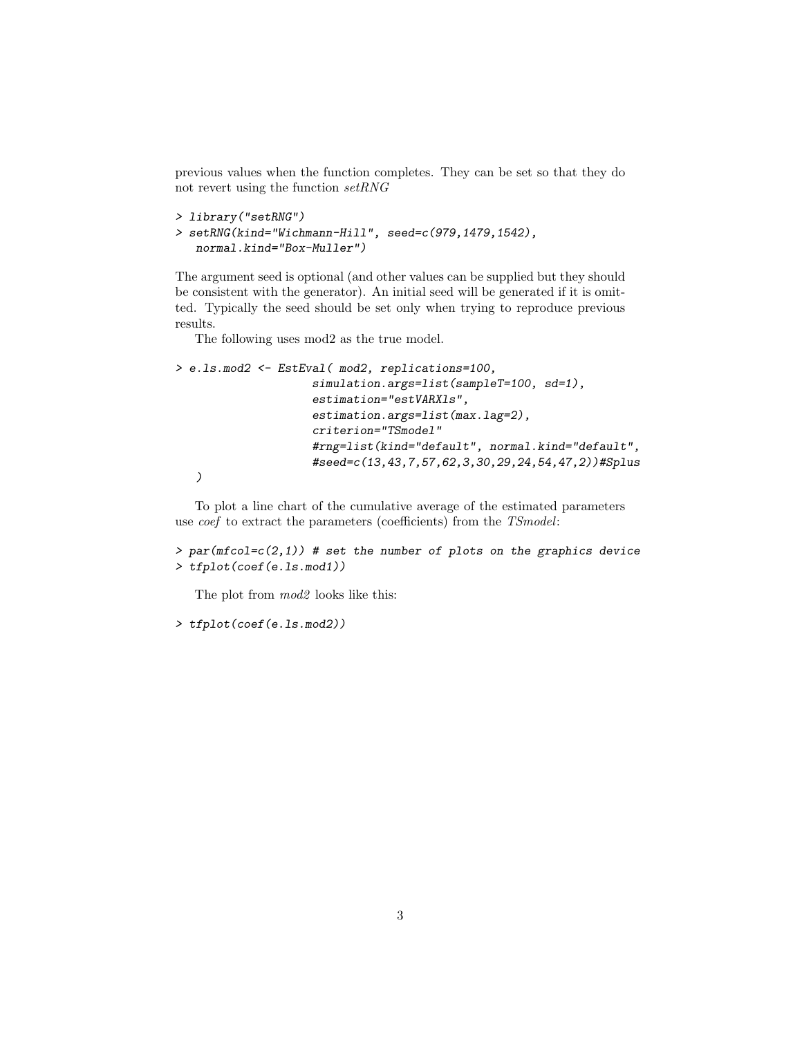previous values when the function completes. They can be set so that they do not revert using the function *setRNG*

```
> library("setRNG")
> setRNG(kind="Wichmann-Hill", seed=c(979,1479,1542),
   normal.kind="Box-Muller")
```

The argument seed is optional (and other values can be supplied but they should be consistent with the generator). An initial seed will be generated if it is omitted. Typically the seed should be set only when trying to reproduce previous results.

The following uses mod2 as the true model.

```
> e.ls.mod2 <- EstEval( mod2, replications=100,
                    simulation.args=list(sampleT=100, sd=1),
                    estimation="estVARXls",
                    estimation.args=list(max.lag=2),
                    criterion="TSmodel"
                    #rng=list(kind="default", normal.kind="default",
                    #seed=c(13,43,7,57,62,3,30,29,24,54,47,2))#Splus
   )
```

To plot a line chart of the cumulative average of the estimated parameters use *coef* to extract the parameters (coefficients) from the *TSmodel*:

```
> par(mfcol=c(2,1)) # set the number of plots on the graphics device
> tfplot(coef(e.ls.mod1))
```

The plot from *mod2* looks like this:

```
> tfplot(coef(e.ls.mod2))
```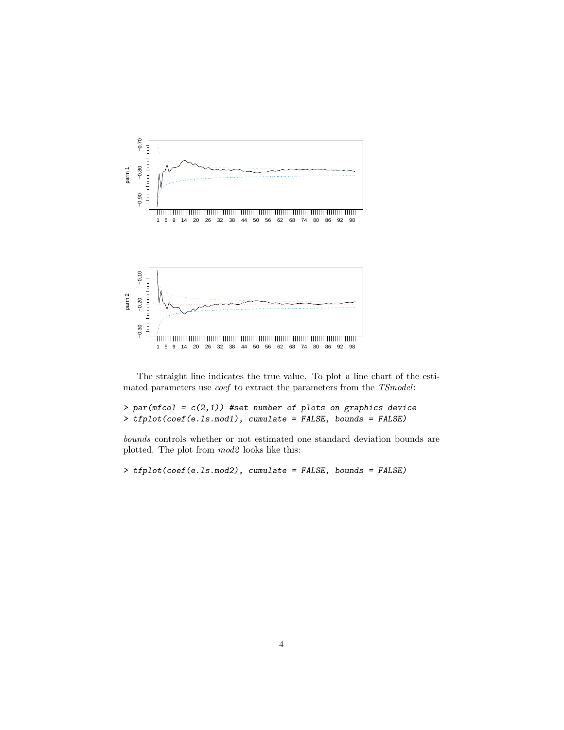The straight line indicates the true value. To plot a line chart of the estimated parameters use *coef* to extract the parameters from the *TSmodel*:

```
> par(mfcol = c(2,1)) #set number of plots on graphics device
> tfplot(coef(e.ls.mod1), cumulate = FALSE, bounds = FALSE)
```

*bounds* controls whether or not estimated one standard deviation bounds are plotted. The plot from *mod2* looks like this:

```
> tfplot(coef(e.ls.mod2), cumulate = FALSE, bounds = FALSE)
```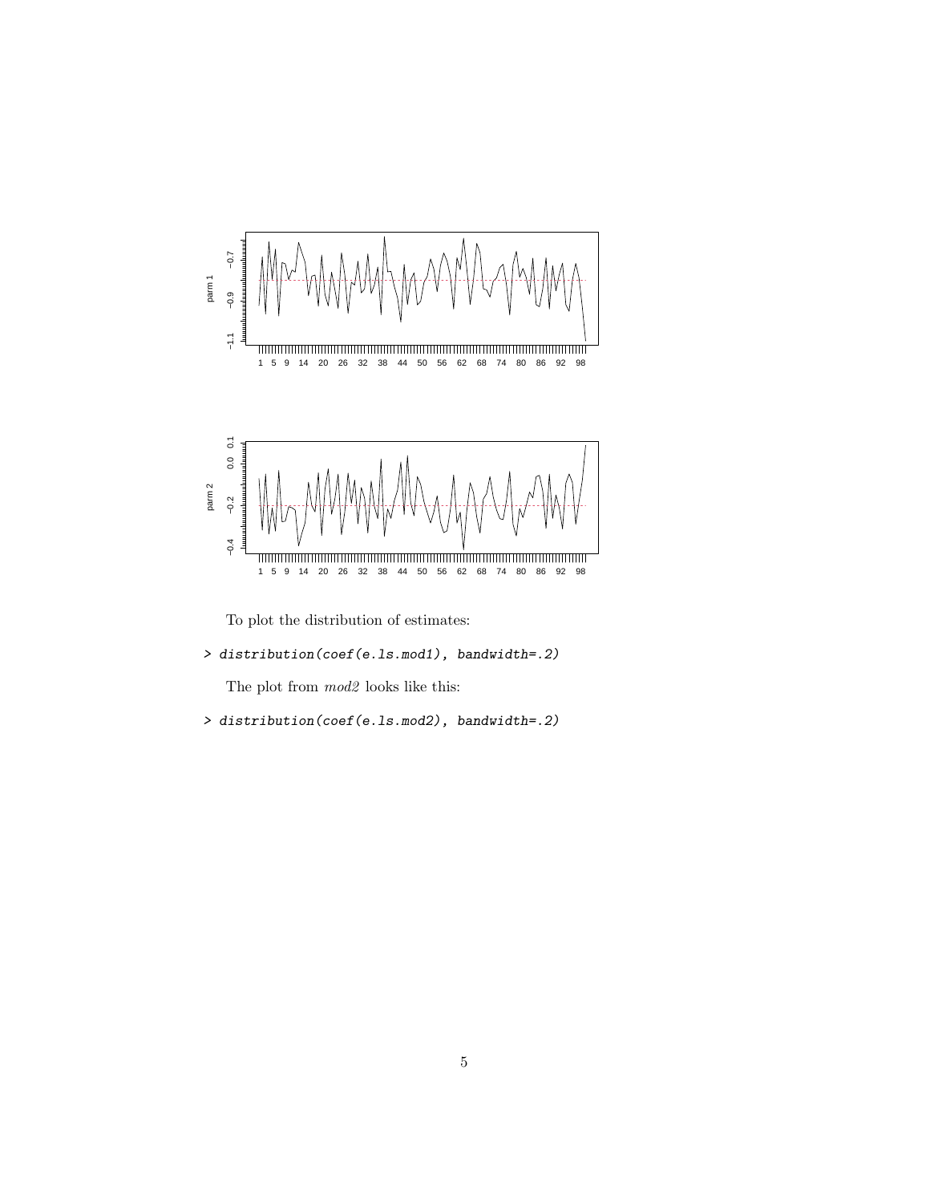To plot the distribution of estimates:

```
> distribution(coef(e.ls.mod1), bandwidth=.2)
```

The plot from *mod2* looks like this:

```
> distribution(coef(e.ls.mod2), bandwidth=.2)
```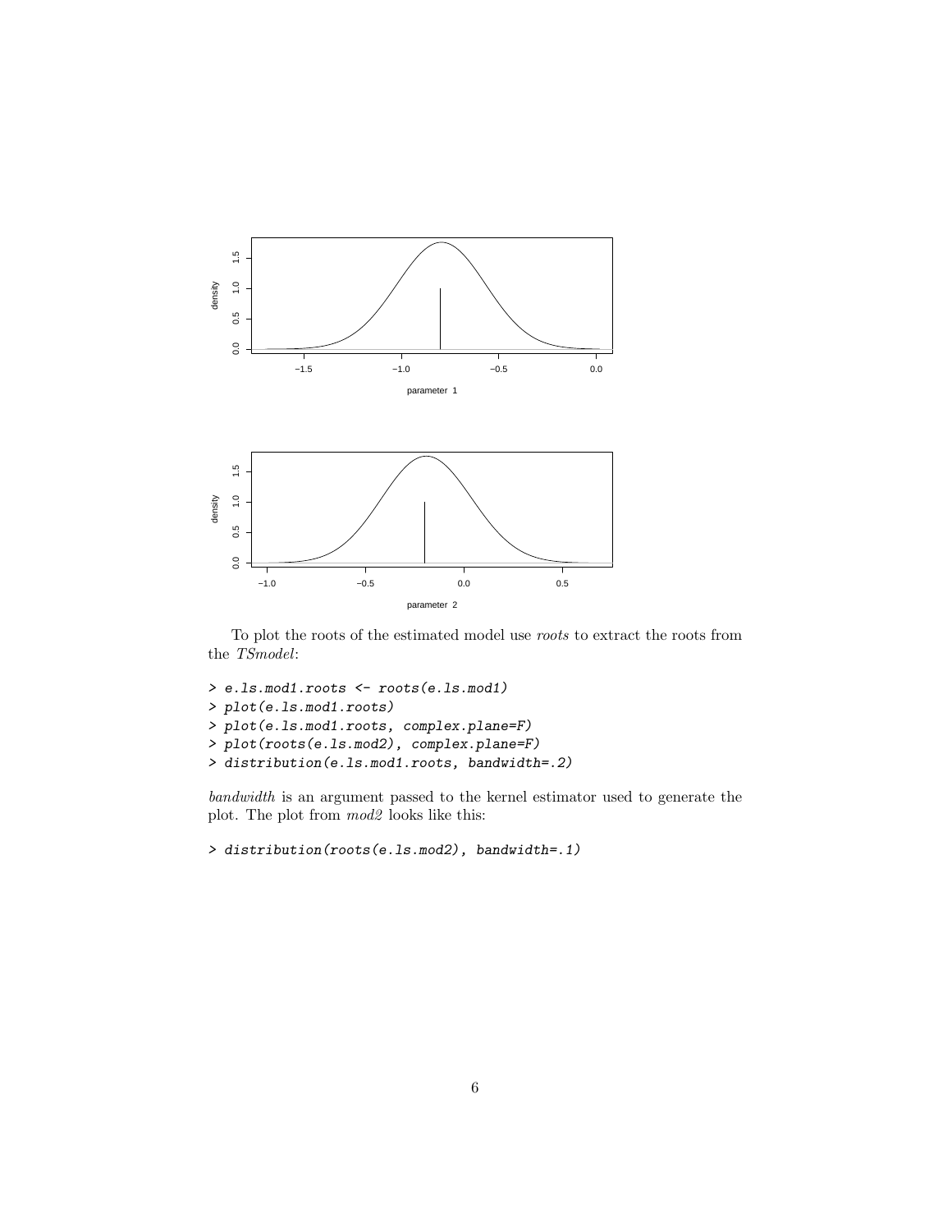To plot the roots of the estimated model use *roots* to extract the roots from the *TSmodel*:

```
> e.ls.mod1.roots <- roots(e.ls.mod1)
> plot(e.ls.mod1.roots)
> plot(e.ls.mod1.roots, complex.plane=F)
> plot(roots(e.ls.mod2), complex.plane=F)
> distribution(e.ls.mod1.roots, bandwidth=.2)
```

*bandwidth* is an argument passed to the kernel estimator used to generate the plot. The plot from *mod2* looks like this:

```
> distribution(roots(e.ls.mod2), bandwidth=.1)
```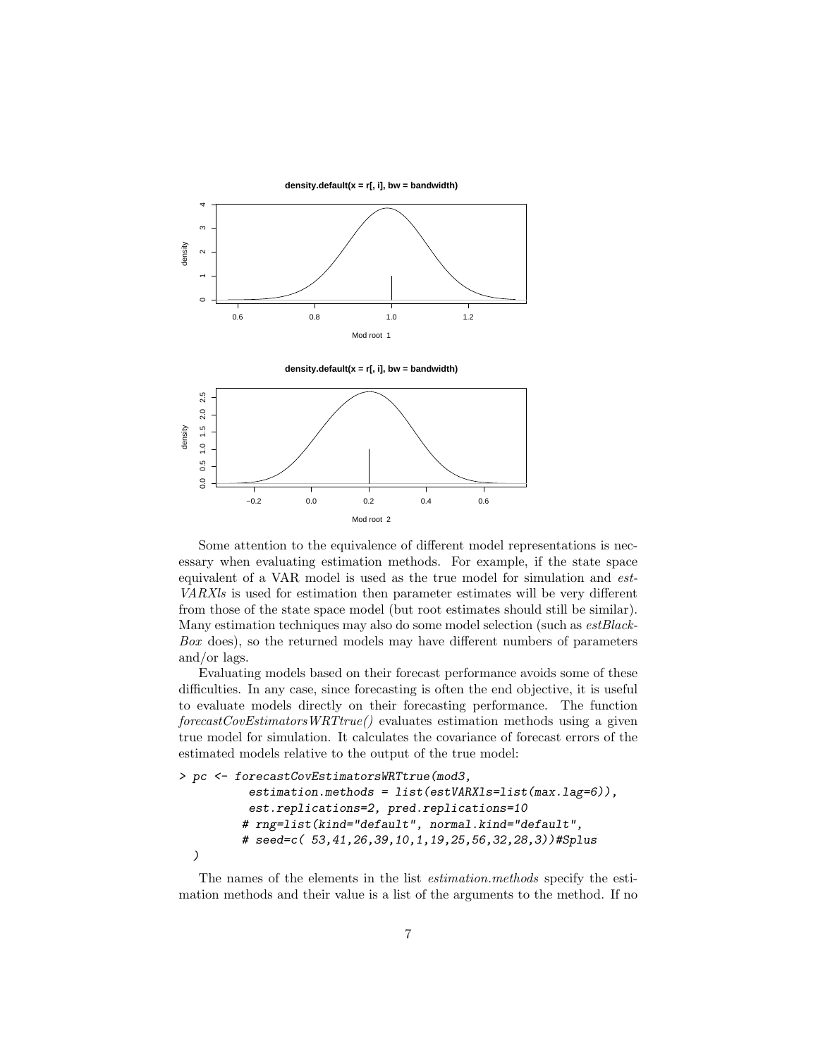Some attention to the equivalence of different model representations is necessary when evaluating estimation methods. For example, if the state space equivalent of a VAR model is used as the true model for simulation and *estVARXls* is used for estimation then parameter estimates will be very different from those of the state space model (but root estimates should still be similar). Many estimation techniques may also do some model selection (such as *estBlackBox* does), so the returned models may have different numbers of parameters and/or lags.

Evaluating models based on their forecast performance avoids some of these difficulties. In any case, since forecasting is often the end objective, it is useful to evaluate models directly on their forecasting performance. The function *forecastCovEstimatorsWRTtrue()* evaluates estimation methods using a given true model for simulation. It calculates the covariance of forecast errors of the estimated models relative to the output of the true model:

```
> pc <- forecastCovEstimatorsWRTtrue(mod3,
          estimation.methods = list(estVARXls=list(max.lag=6)),
          est.replications=2, pred.replications=10
         # rng=list(kind="default", normal.kind="default",
         # seed=c( 53,41,26,39,10,1,19,25,56,32,28,3))#Splus
  )
```

The names of the elements in the list *estimation.methods* specify the estimation methods and their value is a list of the arguments to the method. If no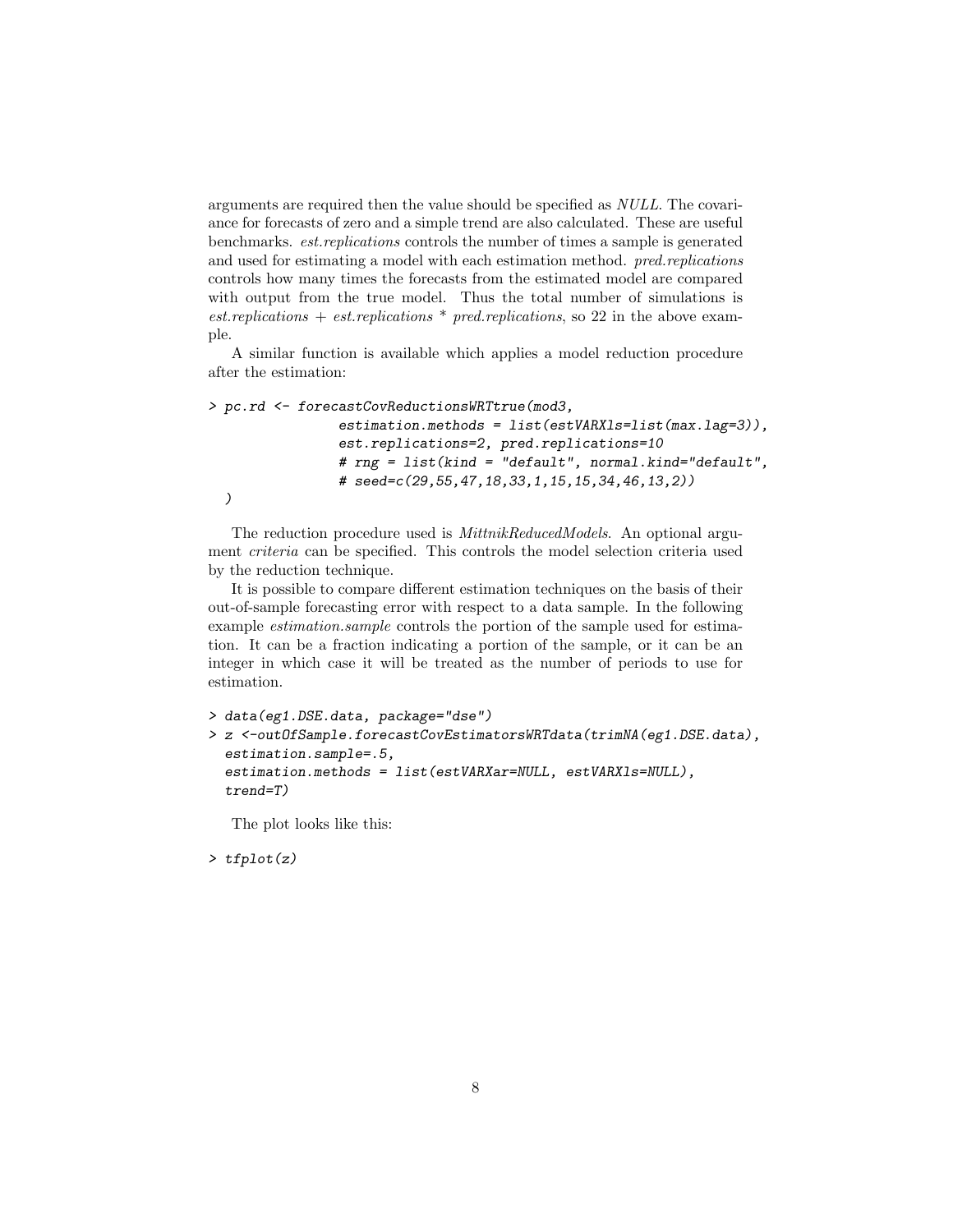arguments are required then the value should be specified as *NULL*. The covariance for forecasts of zero and a simple trend are also calculated. These are useful benchmarks. *est.replications* controls the number of times a sample is generated and used for estimating a model with each estimation method. *pred.replications* controls how many times the forecasts from the estimated model are compared with output from the true model. Thus the total number of simulations is *est.replications* + *est.replications* * *pred.replications*, so 22 in the above example.

A similar function is available which applies a model reduction procedure after the estimation:

```
> pc.rd <- forecastCovReductionsWRTtrue(mod3,
                estimation.methods = list(estVARXls=list(max.lag=3)),
                est.replications=2, pred.replications=10
                # rng = list(kind = "default", normal.kind="default",
                # seed=c(29,55,47,18,33,1,15,15,34,46,13,2))
  )
```

The reduction procedure used is *MittnikReducedModels*. An optional argument *criteria* can be specified. This controls the model selection criteria used by the reduction technique.

It is possible to compare different estimation techniques on the basis of their out-of-sample forecasting error with respect to a data sample. In the following example *estimation.sample* controls the portion of the sample used for estimation. It can be a fraction indicating a portion of the sample, or it can be an integer in which case it will be treated as the number of periods to use for estimation.

```
> data(eg1.DSE.data, package="dse")
> z <-outOfSample.forecastCovEstimatorsWRTdata(trimNA(eg1.DSE.data),
  estimation.sample=.5,
  estimation.methods = list(estVARXar=NULL, estVARXls=NULL),
  trend=T)
```

The plot looks like this:

```
> tfplot(z)
```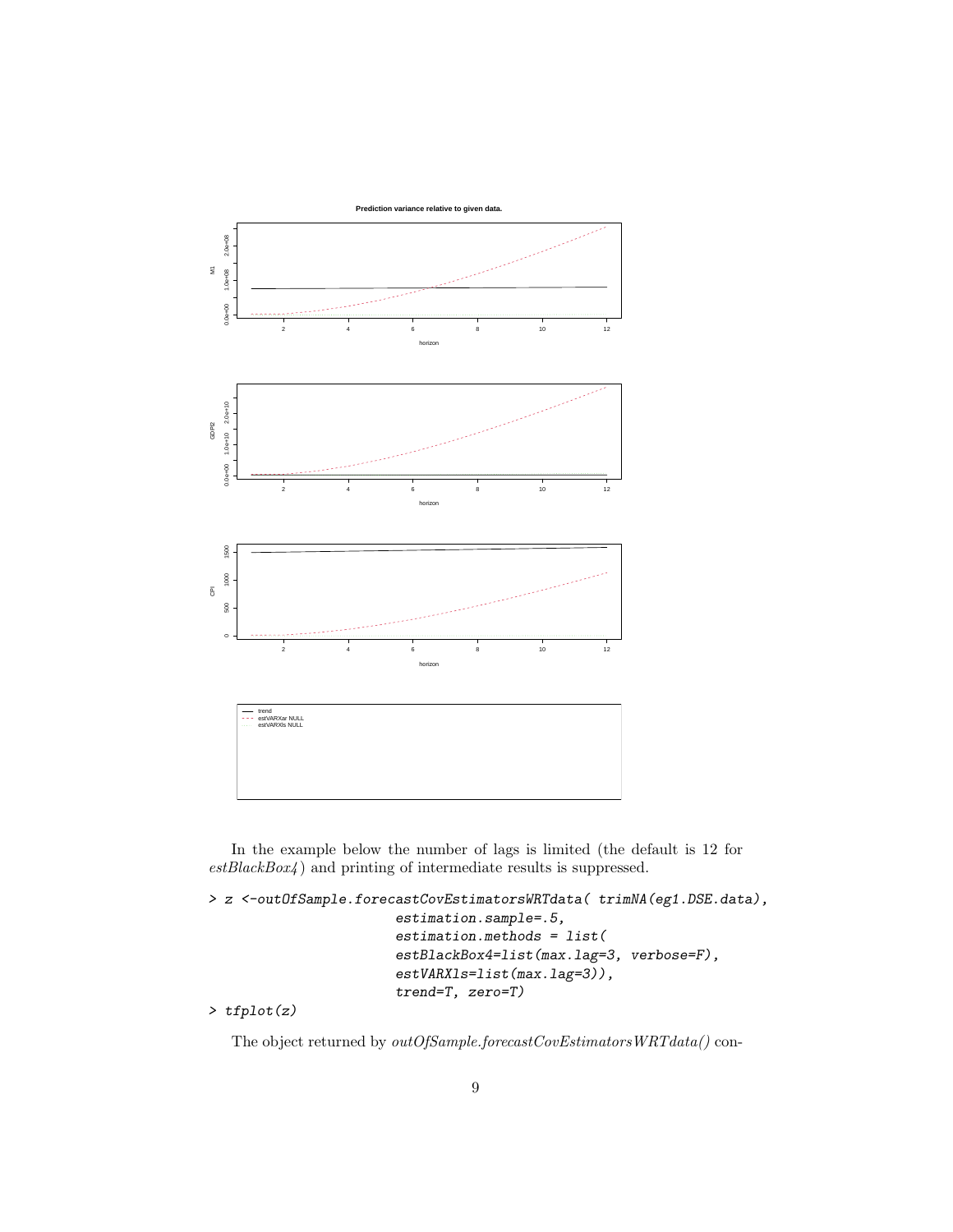In the example below the number of lags is limited (the default is 12 for *estBlackBox4*) and printing of intermediate results is suppressed.

```
> z <-outOfSample.forecastCovEstimatorsWRTdata( trimNA(eg1.DSE.data),
                        estimation.sample=.5,
                        estimation.methods = list(
                        estBlackBox4=list(max.lag=3, verbose=F),
                        estVARXls=list(max.lag=3)),
                        trend=T, zero=T)
> tfplot(z)
```

The object returned by *outOfSample.forecastCovEstimatorsWRTdata()* con-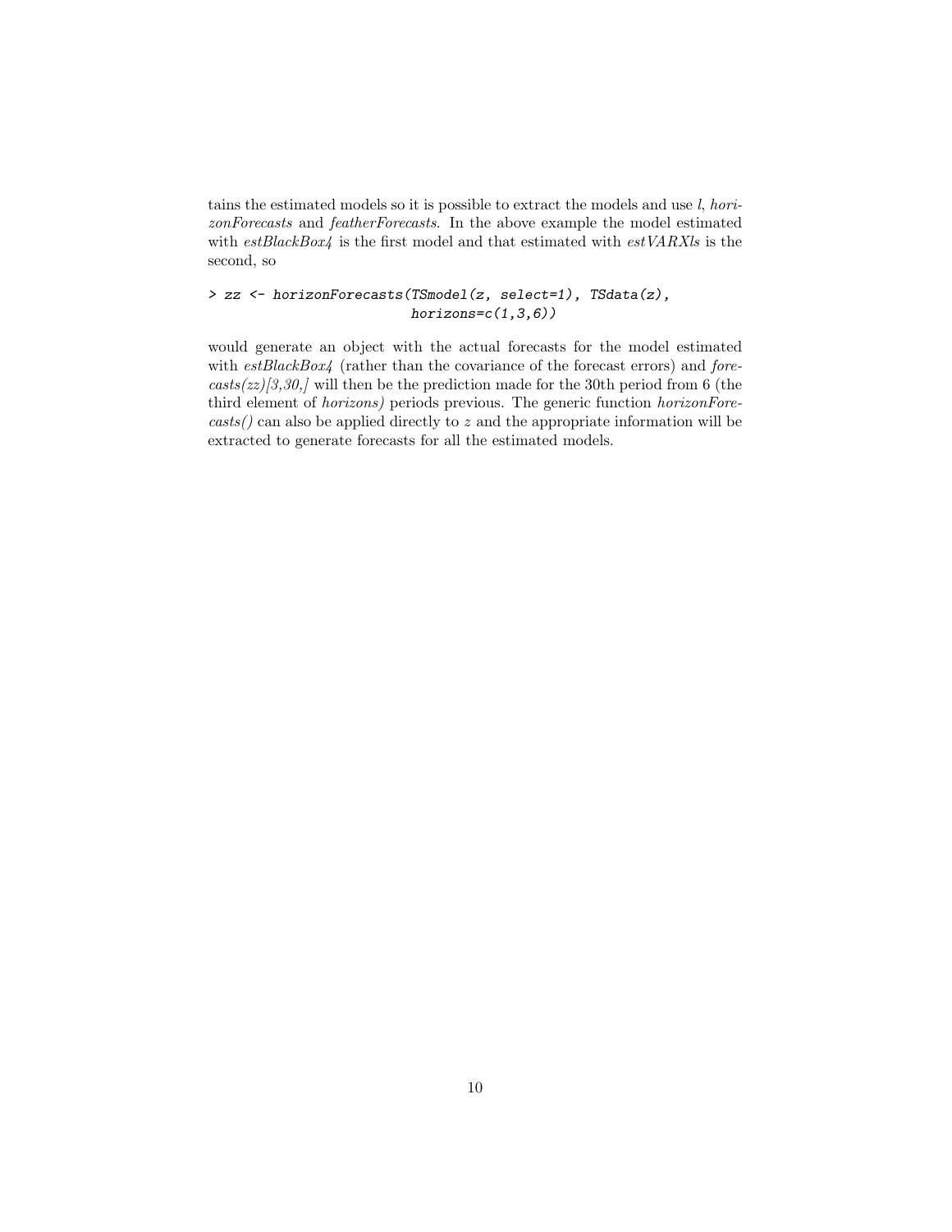tains the estimated models so it is possible to extract the models and use *l*, *horizonForecasts* and *featherForecasts*. In the above example the model estimated with *estBlackBox4* is the first model and that estimated with *estVARXls* is the second, so

```
> zz <- horizonForecasts(TSmodel(z, select=1), TSdata(z),
                          horizons=c(1,3,6))
```

would generate an object with the actual forecasts for the model estimated with *estBlackBox4* (rather than the covariance of the forecast errors) and *forecasts(zz)[3,30,]* will then be the prediction made for the 30th period from 6 (the third element of *horizons)* periods previous. The generic function *horizonForecasts()* can also be applied directly to $z$ and the appropriate information will be extracted to generate forecasts for all the estimated models.